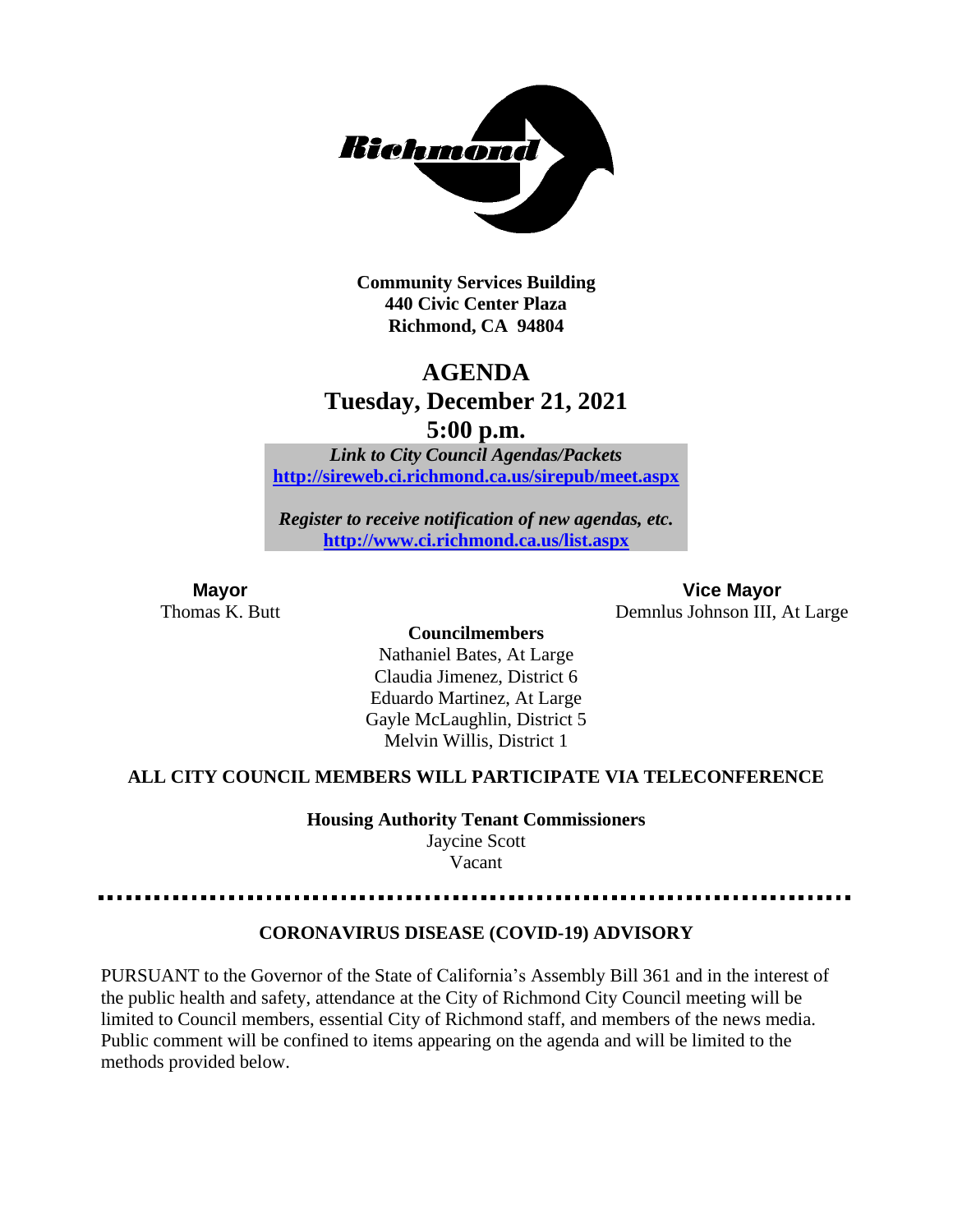**Community Services Building**
**440 Civic Center Plaza**
**Richmond, CA 94804**

# AGENDA
## Tuesday, December 21, 2021
## 5:00 p.m.

***Link to City Council Agendas/Packets***
**[http://sireweb.ci.richmond.ca.us/sirepub/meet.aspx](http://sireweb.ci.richmond.ca.us/sirepub/meet.aspx)**

***Register to receive notification of new agendas, etc.***
**[http://www.ci.richmond.ca.us/list.aspx](http://www.ci.richmond.ca.us/list.aspx)**

**Mayor**
Thomas K. Butt

**Vice Mayor**
Demnlus Johnson III, At Large

**Councilmembers**
Nathaniel Bates, At Large
Claudia Jimenez, District 6
Eduardo Martinez, At Large
Gayle McLaughlin, District 5
Melvin Willis, District 1

**ALL CITY COUNCIL MEMBERS WILL PARTICIPATE VIA TELECONFERENCE**

**Housing Authority Tenant Commissioners**
Jaycine Scott
Vacant

---

**CORONAVIRUS DISEASE (COVID-19) ADVISORY**

PURSUANT to the Governor of the State of California's Assembly Bill 361 and in the interest of the public health and safety, attendance at the City of Richmond City Council meeting will be limited to Council members, essential City of Richmond staff, and members of the news media. Public comment will be confined to items appearing on the agenda and will be limited to the methods provided below.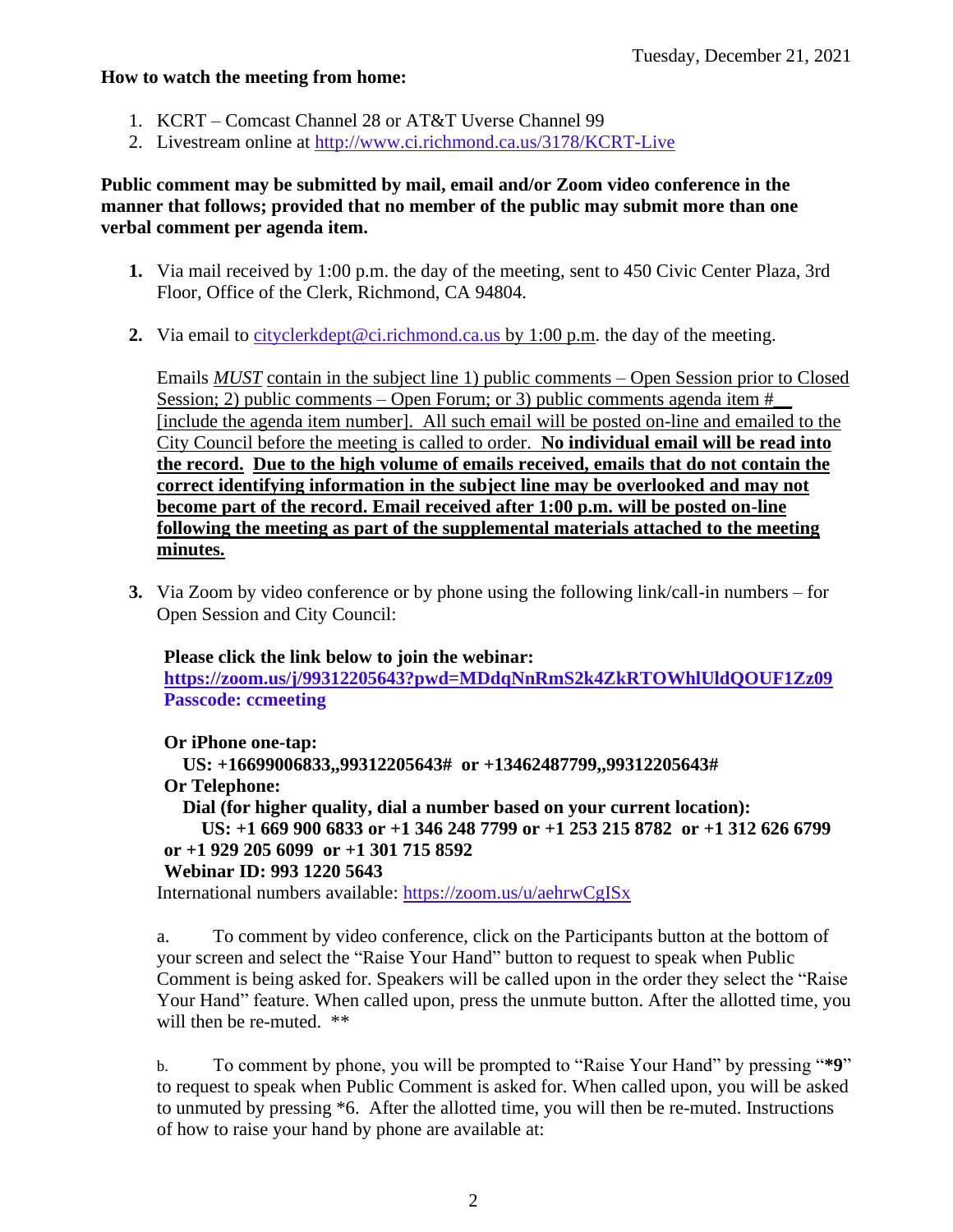Tuesday, December 21, 2021

**How to watch the meeting from home:**

1. KCRT – Comcast Channel 28 or AT&T Uverse Channel 99
2. Livestream online at http://www.ci.richmond.ca.us/3178/KCRT-Live

**Public comment may be submitted by mail, email and/or Zoom video conference in the manner that follows; provided that no member of the public may submit more than one verbal comment per agenda item.**

1. Via mail received by 1:00 p.m. the day of the meeting, sent to 450 Civic Center Plaza, 3rd Floor, Office of the Clerk, Richmond, CA 94804.

2. Via email to cityclerkdept@ci.richmond.ca.us by 1:00 p.m. the day of the meeting.

   Emails *MUST* contain in the subject line 1) public comments – Open Session prior to Closed Session; 2) public comments – Open Forum; or 3) public comments agenda item #__ [include the agenda item number]. All such email will be posted on-line and emailed to the City Council before the meeting is called to order. **No individual email will be read into the record. Due to the high volume of emails received, emails that do not contain the correct identifying information in the subject line may be overlooked and may not become part of the record. Email received after 1:00 p.m. will be posted on-line following the meeting as part of the supplemental materials attached to the meeting minutes.**

3. Via Zoom by video conference or by phone using the following link/call-in numbers – for Open Session and City Council:

   **Please click the link below to join the webinar:**
   **https://zoom.us/j/99312205643?pwd=MDdqNnRmS2k4ZkRTOWhlUldQOUF1Zz09**
   **Passcode: ccmeeting**

   **Or iPhone one-tap:**
   **US: +16699006833,,99312205643# or +13462487799,,99312205643#**
   **Or Telephone:**
   **Dial (for higher quality, dial a number based on your current location):**
   **US: +1 669 900 6833 or +1 346 248 7799 or +1 253 215 8782 or +1 312 626 6799 or +1 929 205 6099 or +1 301 715 8592**
   **Webinar ID: 993 1220 5643**
   International numbers available: https://zoom.us/u/aehrwCgISx

   a. To comment by video conference, click on the Participants button at the bottom of your screen and select the "Raise Your Hand" button to request to speak when Public Comment is being asked for. Speakers will be called upon in the order they select the "Raise Your Hand" feature. When called upon, press the unmute button. After the allotted time, you will then be re-muted. **

   b. To comment by phone, you will be prompted to "Raise Your Hand" by pressing "***9**" to request to speak when Public Comment is asked for. When called upon, you will be asked to unmuted by pressing *6. After the allotted time, you will then be re-muted. Instructions of how to raise your hand by phone are available at: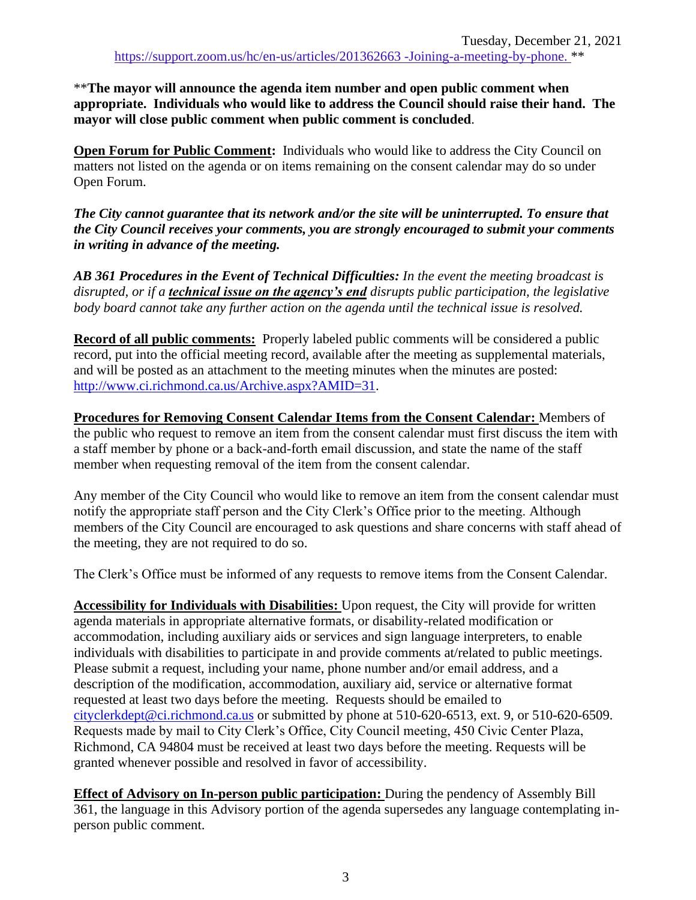https://support.zoom.us/hc/en-us/articles/201362663 -Joining-a-meeting-by-phone. **

****The mayor will announce the agenda item number and open public comment when appropriate. Individuals who would like to address the Council should raise their hand. The mayor will close public comment when public comment is concluded**.

**Open Forum for Public Comment:** Individuals who would like to address the City Council on matters not listed on the agenda or on items remaining on the consent calendar may do so under Open Forum.

***The City cannot guarantee that its network and/or the site will be uninterrupted. To ensure that the City Council receives your comments, you are strongly encouraged to submit your comments in writing in advance of the meeting.***

***AB 361 Procedures in the Event of Technical Difficulties:*** *In the event the meeting broadcast is disrupted, or if a* ***technical issue on the agency's end*** *disrupts public participation, the legislative body board cannot take any further action on the agenda until the technical issue is resolved.*

**Record of all public comments:** Properly labeled public comments will be considered a public record, put into the official meeting record, available after the meeting as supplemental materials, and will be posted as an attachment to the meeting minutes when the minutes are posted: http://www.ci.richmond.ca.us/Archive.aspx?AMID=31.

**Procedures for Removing Consent Calendar Items from the Consent Calendar:** Members of the public who request to remove an item from the consent calendar must first discuss the item with a staff member by phone or a back-and-forth email discussion, and state the name of the staff member when requesting removal of the item from the consent calendar.

Any member of the City Council who would like to remove an item from the consent calendar must notify the appropriate staff person and the City Clerk's Office prior to the meeting. Although members of the City Council are encouraged to ask questions and share concerns with staff ahead of the meeting, they are not required to do so.

The Clerk's Office must be informed of any requests to remove items from the Consent Calendar.

**Accessibility for Individuals with Disabilities:** Upon request, the City will provide for written agenda materials in appropriate alternative formats, or disability-related modification or accommodation, including auxiliary aids or services and sign language interpreters, to enable individuals with disabilities to participate in and provide comments at/related to public meetings. Please submit a request, including your name, phone number and/or email address, and a description of the modification, accommodation, auxiliary aid, service or alternative format requested at least two days before the meeting. Requests should be emailed to cityclerkdept@ci.richmond.ca.us or submitted by phone at 510-620-6513, ext. 9, or 510-620-6509. Requests made by mail to City Clerk's Office, City Council meeting, 450 Civic Center Plaza, Richmond, CA 94804 must be received at least two days before the meeting. Requests will be granted whenever possible and resolved in favor of accessibility.

**Effect of Advisory on In-person public participation:** During the pendency of Assembly Bill 361, the language in this Advisory portion of the agenda supersedes any language contemplating in-person public comment.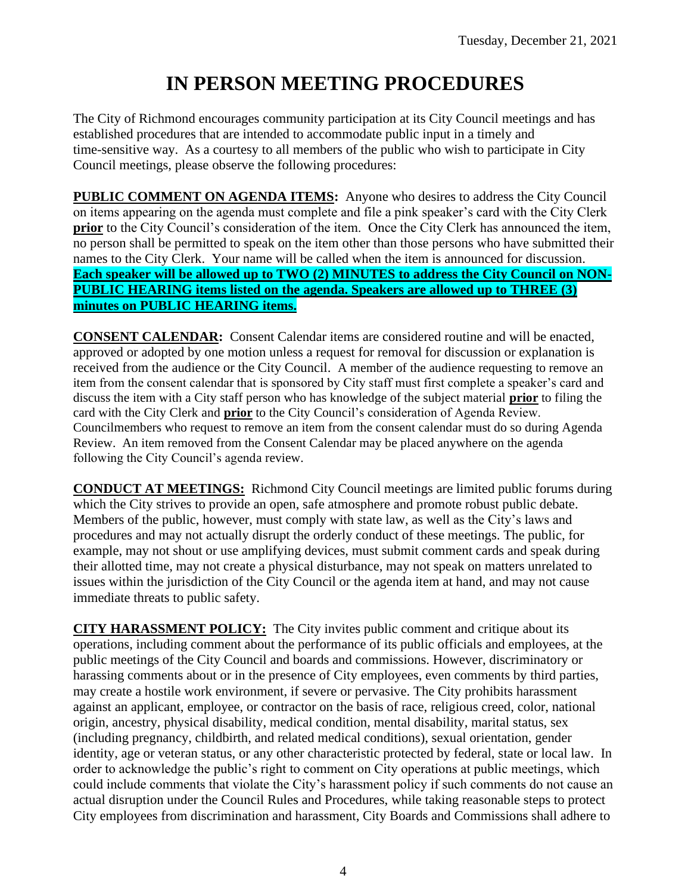# IN PERSON MEETING PROCEDURES

The City of Richmond encourages community participation at its City Council meetings and has established procedures that are intended to accommodate public input in a timely and time-sensitive way. As a courtesy to all members of the public who wish to participate in City Council meetings, please observe the following procedures:

**PUBLIC COMMENT ON AGENDA ITEMS:** Anyone who desires to address the City Council on items appearing on the agenda must complete and file a pink speaker's card with the City Clerk **prior** to the City Council's consideration of the item. Once the City Clerk has announced the item, no person shall be permitted to speak on the item other than those persons who have submitted their names to the City Clerk. Your name will be called when the item is announced for discussion. **Each speaker will be allowed up to TWO (2) MINUTES to address the City Council on NON-PUBLIC HEARING items listed on the agenda. Speakers are allowed up to THREE (3) minutes on PUBLIC HEARING items.**

**CONSENT CALENDAR:** Consent Calendar items are considered routine and will be enacted, approved or adopted by one motion unless a request for removal for discussion or explanation is received from the audience or the City Council. A member of the audience requesting to remove an item from the consent calendar that is sponsored by City staff must first complete a speaker's card and discuss the item with a City staff person who has knowledge of the subject material **prior** to filing the card with the City Clerk and **prior** to the City Council's consideration of Agenda Review. Councilmembers who request to remove an item from the consent calendar must do so during Agenda Review. An item removed from the Consent Calendar may be placed anywhere on the agenda following the City Council's agenda review.

**CONDUCT AT MEETINGS:** Richmond City Council meetings are limited public forums during which the City strives to provide an open, safe atmosphere and promote robust public debate. Members of the public, however, must comply with state law, as well as the City's laws and procedures and may not actually disrupt the orderly conduct of these meetings. The public, for example, may not shout or use amplifying devices, must submit comment cards and speak during their allotted time, may not create a physical disturbance, may not speak on matters unrelated to issues within the jurisdiction of the City Council or the agenda item at hand, and may not cause immediate threats to public safety.

**CITY HARASSMENT POLICY:** The City invites public comment and critique about its operations, including comment about the performance of its public officials and employees, at the public meetings of the City Council and boards and commissions. However, discriminatory or harassing comments about or in the presence of City employees, even comments by third parties, may create a hostile work environment, if severe or pervasive. The City prohibits harassment against an applicant, employee, or contractor on the basis of race, religious creed, color, national origin, ancestry, physical disability, medical condition, mental disability, marital status, sex (including pregnancy, childbirth, and related medical conditions), sexual orientation, gender identity, age or veteran status, or any other characteristic protected by federal, state or local law. In order to acknowledge the public's right to comment on City operations at public meetings, which could include comments that violate the City's harassment policy if such comments do not cause an actual disruption under the Council Rules and Procedures, while taking reasonable steps to protect City employees from discrimination and harassment, City Boards and Commissions shall adhere to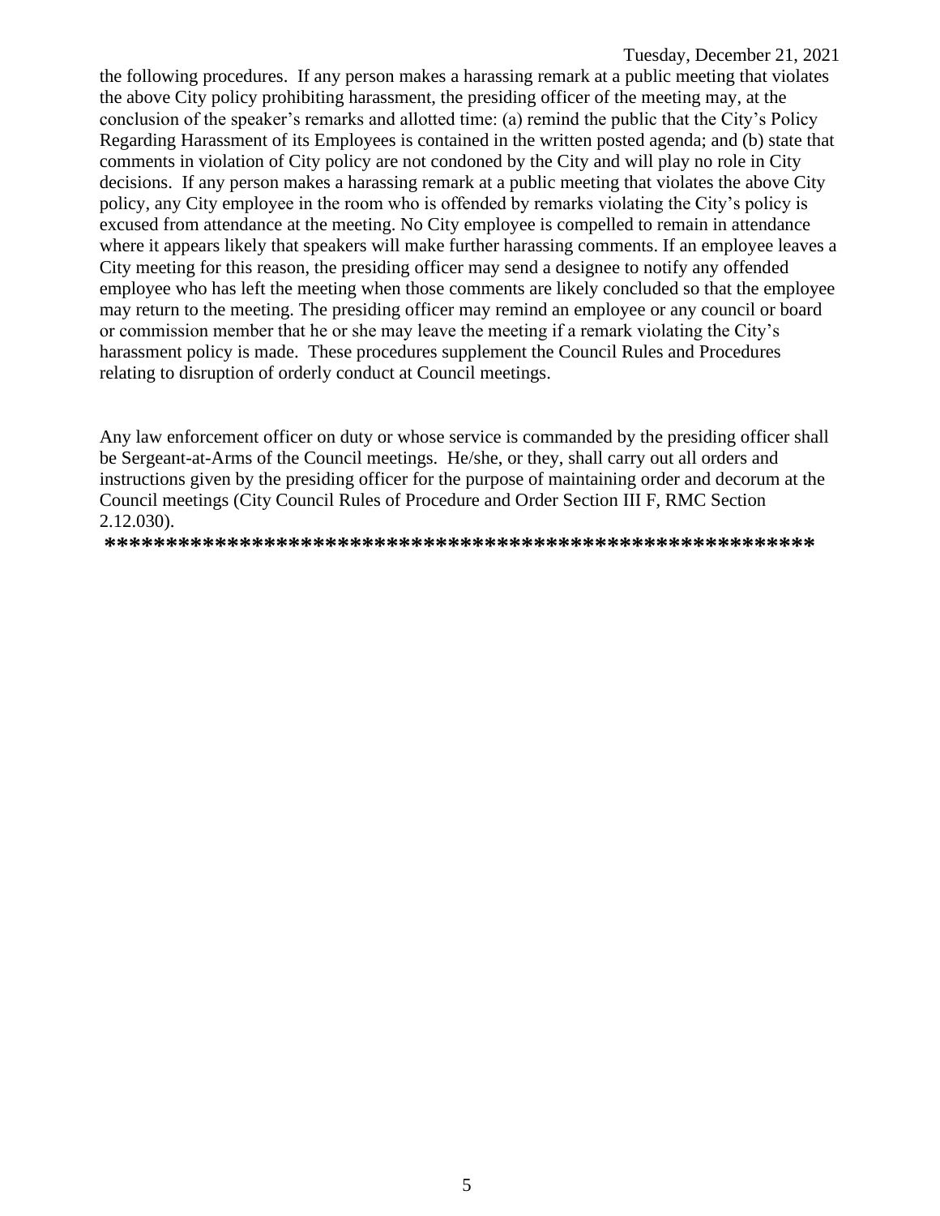the following procedures. If any person makes a harassing remark at a public meeting that violates the above City policy prohibiting harassment, the presiding officer of the meeting may, at the conclusion of the speaker's remarks and allotted time: (a) remind the public that the City's Policy Regarding Harassment of its Employees is contained in the written posted agenda; and (b) state that comments in violation of City policy are not condoned by the City and will play no role in City decisions. If any person makes a harassing remark at a public meeting that violates the above City policy, any City employee in the room who is offended by remarks violating the City's policy is excused from attendance at the meeting. No City employee is compelled to remain in attendance where it appears likely that speakers will make further harassing comments. If an employee leaves a City meeting for this reason, the presiding officer may send a designee to notify any offended employee who has left the meeting when those comments are likely concluded so that the employee may return to the meeting. The presiding officer may remind an employee or any council or board or commission member that he or she may leave the meeting if a remark violating the City's harassment policy is made. These procedures supplement the Council Rules and Procedures relating to disruption of orderly conduct at Council meetings.

Any law enforcement officer on duty or whose service is commanded by the presiding officer shall be Sergeant-at-Arms of the Council meetings. He/she, or they, shall carry out all orders and instructions given by the presiding officer for the purpose of maintaining order and decorum at the Council meetings (City Council Rules of Procedure and Order Section III F, RMC Section 2.12.030).

**\*\*\*\*\*\*\*\*\*\*\*\*\*\*\*\*\*\*\*\*\*\*\*\*\*\*\*\*\*\*\*\*\*\*\*\*\*\*\*\*\*\*\*\*\*\*\*\*\*\*\*\*\*\*\*\*\*\*\*\***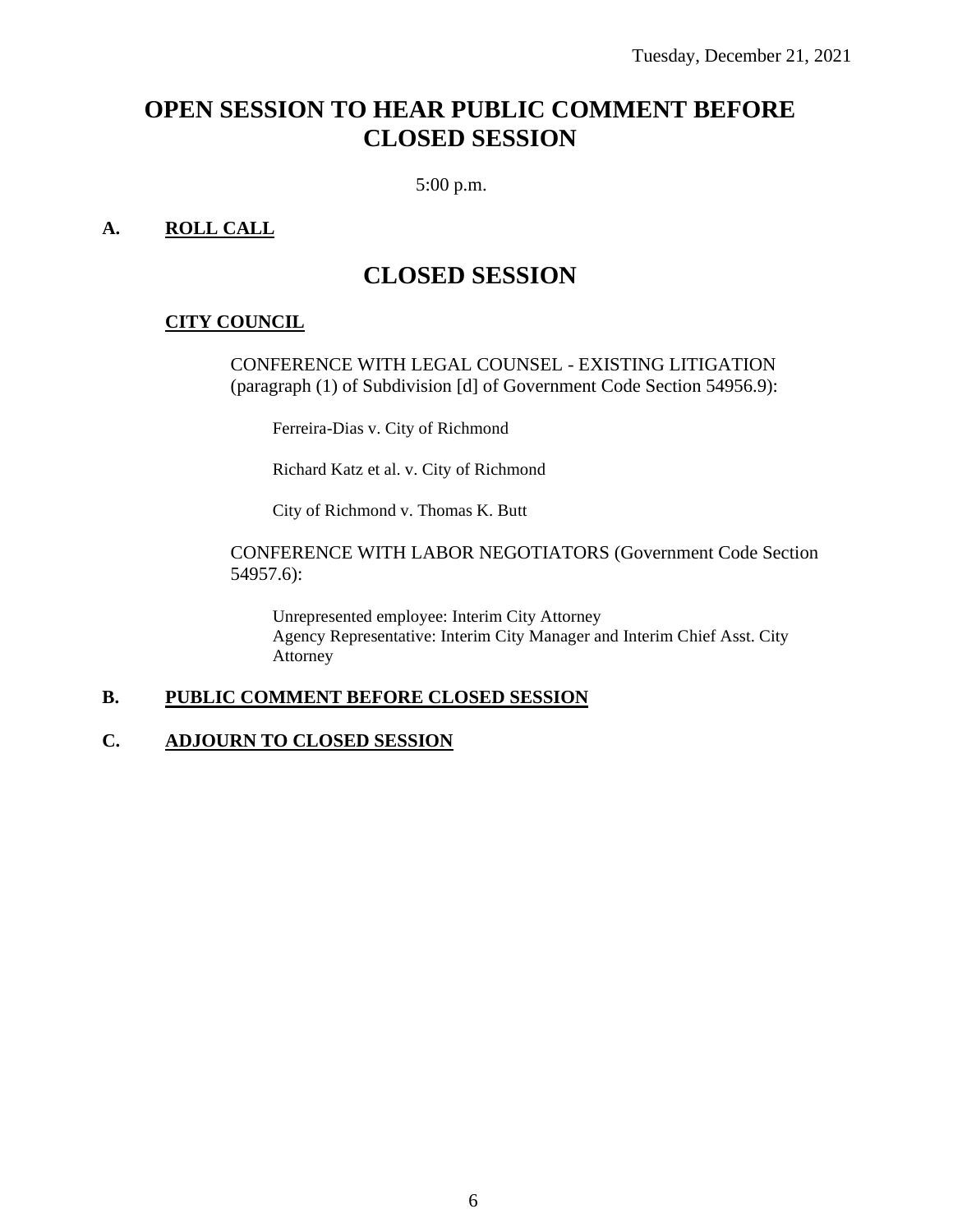Tuesday, December 21, 2021

# OPEN SESSION TO HEAR PUBLIC COMMENT BEFORE CLOSED SESSION

5:00 p.m.

**A. ROLL CALL**

# CLOSED SESSION

**CITY COUNCIL**

CONFERENCE WITH LEGAL COUNSEL - EXISTING LITIGATION (paragraph (1) of Subdivision [d] of Government Code Section 54956.9):

Ferreira-Dias v. City of Richmond

Richard Katz et al. v. City of Richmond

City of Richmond v. Thomas K. Butt

CONFERENCE WITH LABOR NEGOTIATORS (Government Code Section 54957.6):

Unrepresented employee: Interim City Attorney
Agency Representative: Interim City Manager and Interim Chief Asst. City Attorney

**B. PUBLIC COMMENT BEFORE CLOSED SESSION**

**C. ADJOURN TO CLOSED SESSION**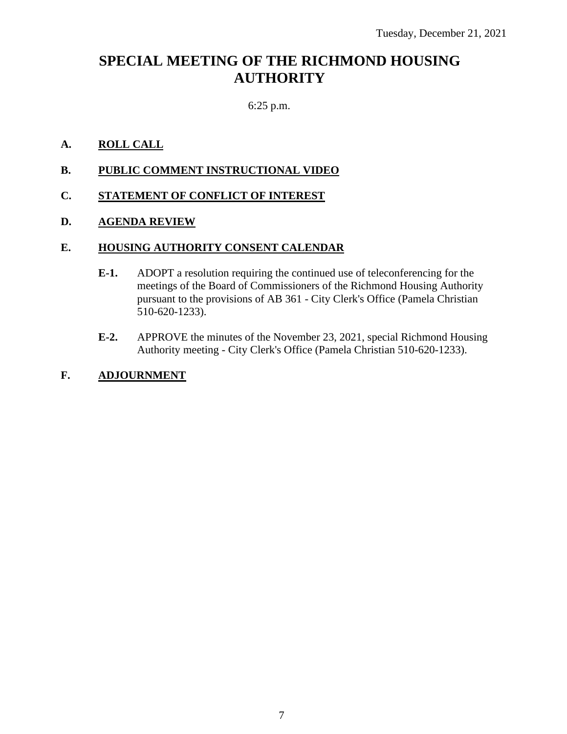Tuesday, December 21, 2021

# SPECIAL MEETING OF THE RICHMOND HOUSING AUTHORITY

6:25 p.m.

**A. ROLL CALL**

**B. PUBLIC COMMENT INSTRUCTIONAL VIDEO**

**C. STATEMENT OF CONFLICT OF INTEREST**

**D. AGENDA REVIEW**

**E. HOUSING AUTHORITY CONSENT CALENDAR**

**E-1.** ADOPT a resolution requiring the continued use of teleconferencing for the meetings of the Board of Commissioners of the Richmond Housing Authority pursuant to the provisions of AB 361 - City Clerk's Office (Pamela Christian 510-620-1233).

**E-2.** APPROVE the minutes of the November 23, 2021, special Richmond Housing Authority meeting - City Clerk's Office (Pamela Christian 510-620-1233).

**F. ADJOURNMENT**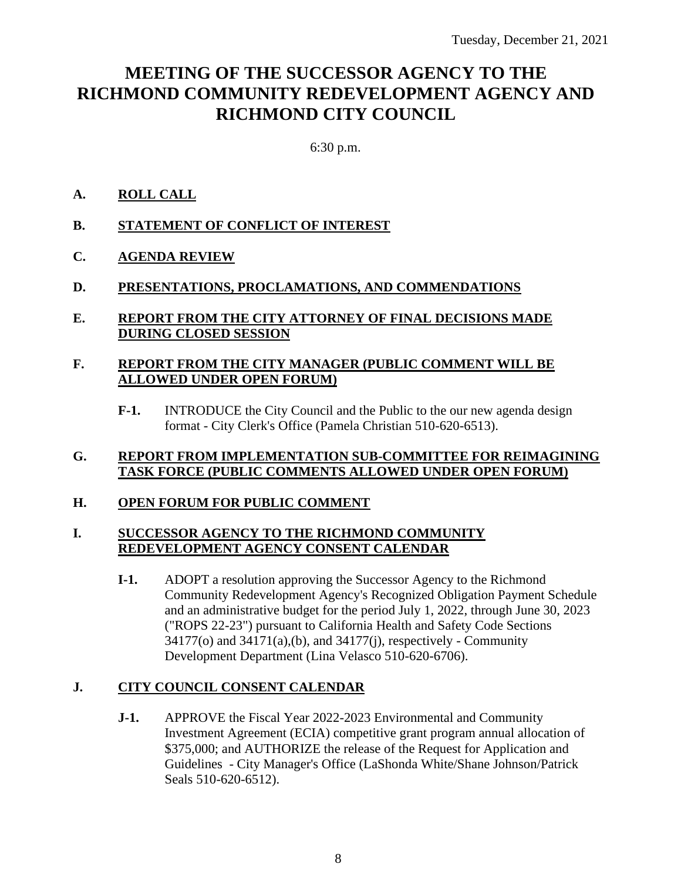Tuesday, December 21, 2021

# MEETING OF THE SUCCESSOR AGENCY TO THE RICHMOND COMMUNITY REDEVELOPMENT AGENCY AND RICHMOND CITY COUNCIL

6:30 p.m.

## A. ROLL CALL

## B. STATEMENT OF CONFLICT OF INTEREST

## C. AGENDA REVIEW

## D. PRESENTATIONS, PROCLAMATIONS, AND COMMENDATIONS

## E. REPORT FROM THE CITY ATTORNEY OF FINAL DECISIONS MADE DURING CLOSED SESSION

## F. REPORT FROM THE CITY MANAGER (PUBLIC COMMENT WILL BE ALLOWED UNDER OPEN FORUM)

**F-1.** INTRODUCE the City Council and the Public to the our new agenda design format - City Clerk's Office (Pamela Christian 510-620-6513).

## G. REPORT FROM IMPLEMENTATION SUB-COMMITTEE FOR REIMAGINING TASK FORCE (PUBLIC COMMENTS ALLOWED UNDER OPEN FORUM)

## H. OPEN FORUM FOR PUBLIC COMMENT

## I. SUCCESSOR AGENCY TO THE RICHMOND COMMUNITY REDEVELOPMENT AGENCY CONSENT CALENDAR

**I-1.** ADOPT a resolution approving the Successor Agency to the Richmond Community Redevelopment Agency's Recognized Obligation Payment Schedule and an administrative budget for the period July 1, 2022, through June 30, 2023 ("ROPS 22-23") pursuant to California Health and Safety Code Sections 34177(o) and 34171(a),(b), and 34177(j), respectively - Community Development Department (Lina Velasco 510-620-6706).

## J. CITY COUNCIL CONSENT CALENDAR

**J-1.** APPROVE the Fiscal Year 2022-2023 Environmental and Community Investment Agreement (ECIA) competitive grant program annual allocation of $375,000; and AUTHORIZE the release of the Request for Application and Guidelines - City Manager's Office (LaShonda White/Shane Johnson/Patrick Seals 510-620-6512).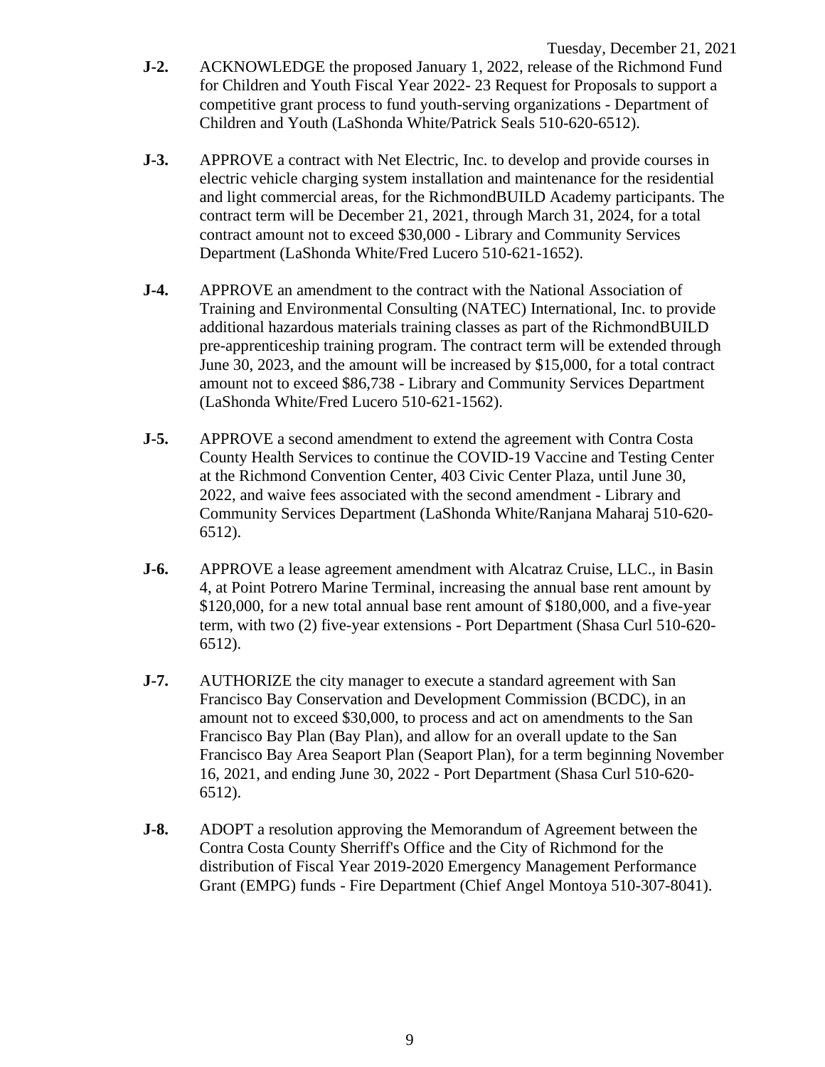**J-2.** ACKNOWLEDGE the proposed January 1, 2022, release of the Richmond Fund for Children and Youth Fiscal Year 2022- 23 Request for Proposals to support a competitive grant process to fund youth-serving organizations - Department of Children and Youth (LaShonda White/Patrick Seals 510-620-6512).

**J-3.** APPROVE a contract with Net Electric, Inc. to develop and provide courses in electric vehicle charging system installation and maintenance for the residential and light commercial areas, for the RichmondBUILD Academy participants. The contract term will be December 21, 2021, through March 31, 2024, for a total contract amount not to exceed $30,000 - Library and Community Services Department (LaShonda White/Fred Lucero 510-621-1652).

**J-4.** APPROVE an amendment to the contract with the National Association of Training and Environmental Consulting (NATEC) International, Inc. to provide additional hazardous materials training classes as part of the RichmondBUILD pre-apprenticeship training program. The contract term will be extended through June 30, 2023, and the amount will be increased by $15,000, for a total contract amount not to exceed $86,738 - Library and Community Services Department (LaShonda White/Fred Lucero 510-621-1562).

**J-5.** APPROVE a second amendment to extend the agreement with Contra Costa County Health Services to continue the COVID-19 Vaccine and Testing Center at the Richmond Convention Center, 403 Civic Center Plaza, until June 30, 2022, and waive fees associated with the second amendment - Library and Community Services Department (LaShonda White/Ranjana Maharaj 510-620-6512).

**J-6.** APPROVE a lease agreement amendment with Alcatraz Cruise, LLC., in Basin 4, at Point Potrero Marine Terminal, increasing the annual base rent amount by $120,000, for a new total annual base rent amount of $180,000, and a five-year term, with two (2) five-year extensions - Port Department (Shasa Curl 510-620-6512).

**J-7.** AUTHORIZE the city manager to execute a standard agreement with San Francisco Bay Conservation and Development Commission (BCDC), in an amount not to exceed $30,000, to process and act on amendments to the San Francisco Bay Plan (Bay Plan), and allow for an overall update to the San Francisco Bay Area Seaport Plan (Seaport Plan), for a term beginning November 16, 2021, and ending June 30, 2022 - Port Department (Shasa Curl 510-620-6512).

**J-8.** ADOPT a resolution approving the Memorandum of Agreement between the Contra Costa County Sherriff's Office and the City of Richmond for the distribution of Fiscal Year 2019-2020 Emergency Management Performance Grant (EMPG) funds - Fire Department (Chief Angel Montoya 510-307-8041).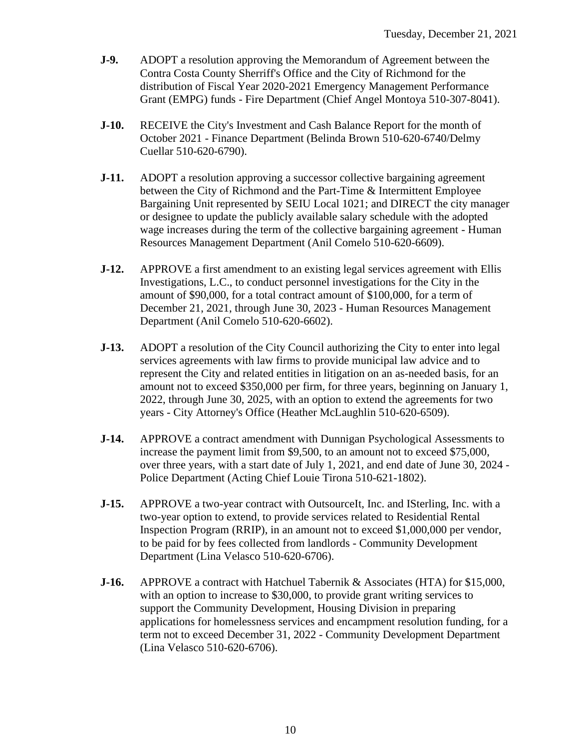**J-9.** ADOPT a resolution approving the Memorandum of Agreement between the Contra Costa County Sherriff's Office and the City of Richmond for the distribution of Fiscal Year 2020-2021 Emergency Management Performance Grant (EMPG) funds - Fire Department (Chief Angel Montoya 510-307-8041).

**J-10.** RECEIVE the City's Investment and Cash Balance Report for the month of October 2021 - Finance Department (Belinda Brown 510-620-6740/Delmy Cuellar 510-620-6790).

**J-11.** ADOPT a resolution approving a successor collective bargaining agreement between the City of Richmond and the Part-Time & Intermittent Employee Bargaining Unit represented by SEIU Local 1021; and DIRECT the city manager or designee to update the publicly available salary schedule with the adopted wage increases during the term of the collective bargaining agreement - Human Resources Management Department (Anil Comelo 510-620-6609).

**J-12.** APPROVE a first amendment to an existing legal services agreement with Ellis Investigations, L.C., to conduct personnel investigations for the City in the amount of $90,000, for a total contract amount of $100,000, for a term of December 21, 2021, through June 30, 2023 - Human Resources Management Department (Anil Comelo 510-620-6602).

**J-13.** ADOPT a resolution of the City Council authorizing the City to enter into legal services agreements with law firms to provide municipal law advice and to represent the City and related entities in litigation on an as-needed basis, for an amount not to exceed $350,000 per firm, for three years, beginning on January 1, 2022, through June 30, 2025, with an option to extend the agreements for two years - City Attorney's Office (Heather McLaughlin 510-620-6509).

**J-14.** APPROVE a contract amendment with Dunnigan Psychological Assessments to increase the payment limit from $9,500, to an amount not to exceed $75,000, over three years, with a start date of July 1, 2021, and end date of June 30, 2024 - Police Department (Acting Chief Louie Tirona 510-621-1802).

**J-15.** APPROVE a two-year contract with OutsourceIt, Inc. and ISterling, Inc. with a two-year option to extend, to provide services related to Residential Rental Inspection Program (RRIP), in an amount not to exceed $1,000,000 per vendor, to be paid for by fees collected from landlords - Community Development Department (Lina Velasco 510-620-6706).

**J-16.** APPROVE a contract with Hatchuel Tabernik & Associates (HTA) for $15,000, with an option to increase to $30,000, to provide grant writing services to support the Community Development, Housing Division in preparing applications for homelessness services and encampment resolution funding, for a term not to exceed December 31, 2022 - Community Development Department (Lina Velasco 510-620-6706).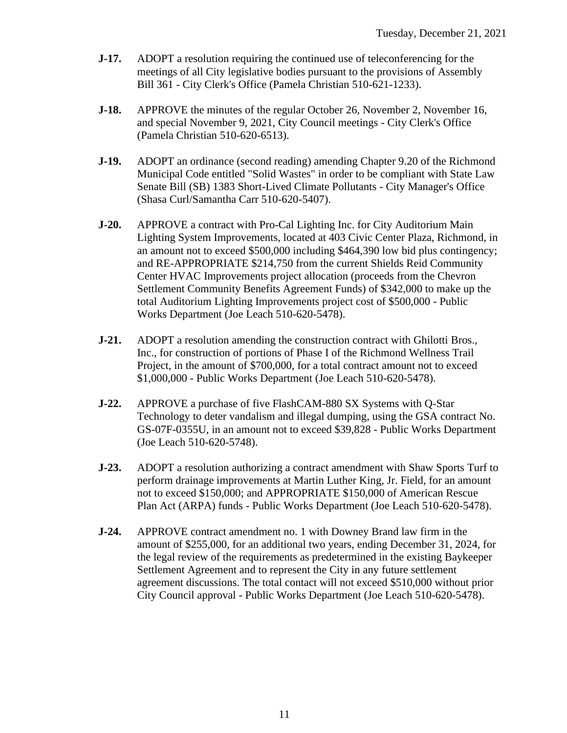**J-17.** ADOPT a resolution requiring the continued use of teleconferencing for the meetings of all City legislative bodies pursuant to the provisions of Assembly Bill 361 - City Clerk's Office (Pamela Christian 510-621-1233).

**J-18.** APPROVE the minutes of the regular October 26, November 2, November 16, and special November 9, 2021, City Council meetings - City Clerk's Office (Pamela Christian 510-620-6513).

**J-19.** ADOPT an ordinance (second reading) amending Chapter 9.20 of the Richmond Municipal Code entitled "Solid Wastes" in order to be compliant with State Law Senate Bill (SB) 1383 Short-Lived Climate Pollutants - City Manager's Office (Shasa Curl/Samantha Carr 510-620-5407).

**J-20.** APPROVE a contract with Pro-Cal Lighting Inc. for City Auditorium Main Lighting System Improvements, located at 403 Civic Center Plaza, Richmond, in an amount not to exceed $500,000 including $464,390 low bid plus contingency; and RE-APPROPRIATE $214,750 from the current Shields Reid Community Center HVAC Improvements project allocation (proceeds from the Chevron Settlement Community Benefits Agreement Funds) of $342,000 to make up the total Auditorium Lighting Improvements project cost of $500,000 - Public Works Department (Joe Leach 510-620-5478).

**J-21.** ADOPT a resolution amending the construction contract with Ghilotti Bros., Inc., for construction of portions of Phase I of the Richmond Wellness Trail Project, in the amount of $700,000, for a total contract amount not to exceed $1,000,000 - Public Works Department (Joe Leach 510-620-5478).

**J-22.** APPROVE a purchase of five FlashCAM-880 SX Systems with Q-Star Technology to deter vandalism and illegal dumping, using the GSA contract No. GS-07F-0355U, in an amount not to exceed $39,828 - Public Works Department (Joe Leach 510-620-5748).

**J-23.** ADOPT a resolution authorizing a contract amendment with Shaw Sports Turf to perform drainage improvements at Martin Luther King, Jr. Field, for an amount not to exceed $150,000; and APPROPRIATE $150,000 of American Rescue Plan Act (ARPA) funds - Public Works Department (Joe Leach 510-620-5478).

**J-24.** APPROVE contract amendment no. 1 with Downey Brand law firm in the amount of $255,000, for an additional two years, ending December 31, 2024, for the legal review of the requirements as predetermined in the existing Baykeeper Settlement Agreement and to represent the City in any future settlement agreement discussions. The total contact will not exceed $510,000 without prior City Council approval - Public Works Department (Joe Leach 510-620-5478).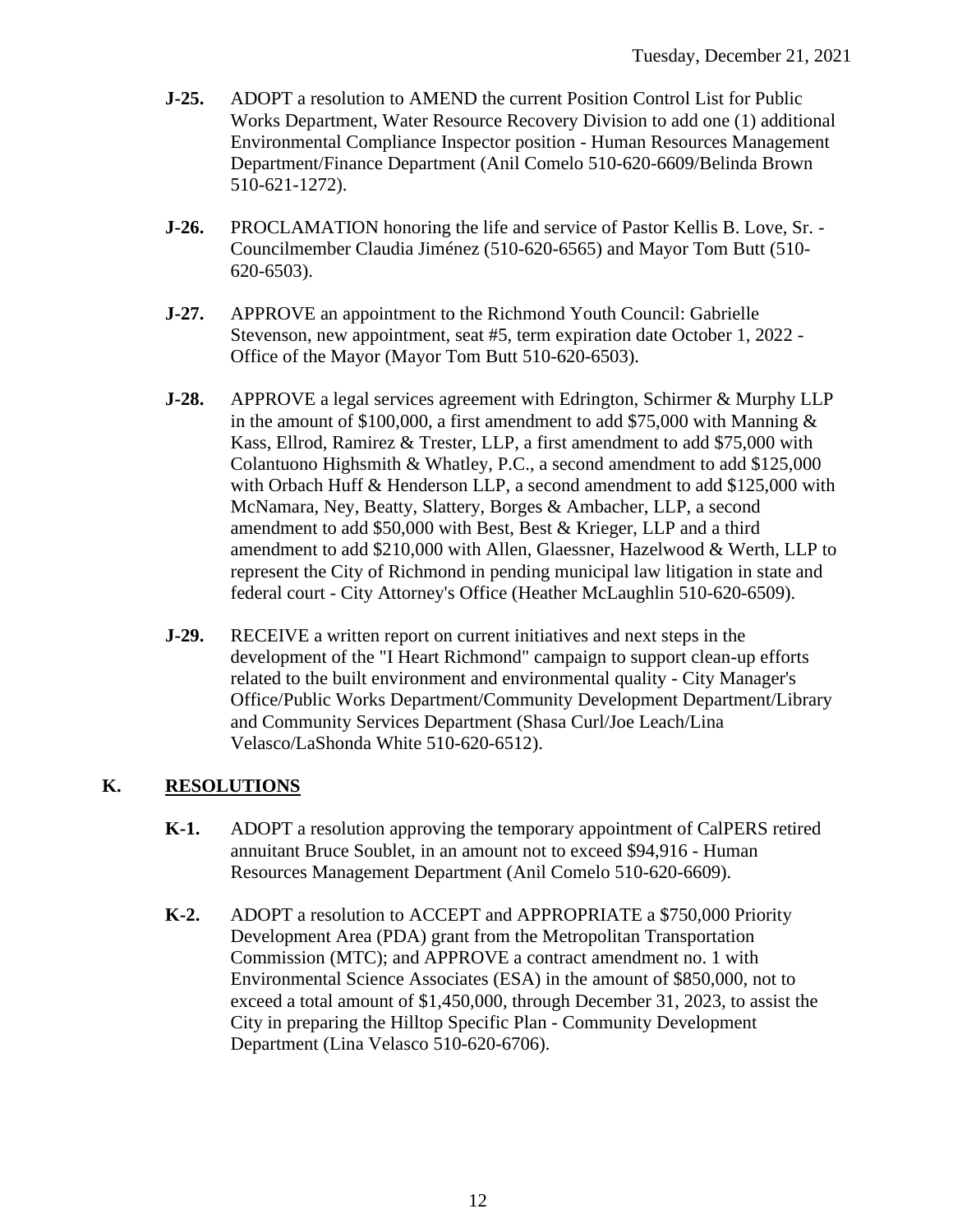- **J-25.** ADOPT a resolution to AMEND the current Position Control List for Public Works Department, Water Resource Recovery Division to add one (1) additional Environmental Compliance Inspector position - Human Resources Management Department/Finance Department (Anil Comelo 510-620-6609/Belinda Brown 510-621-1272).

- **J-26.** PROCLAMATION honoring the life and service of Pastor Kellis B. Love, Sr. - Councilmember Claudia Jiménez (510-620-6565) and Mayor Tom Butt (510-620-6503).

- **J-27.** APPROVE an appointment to the Richmond Youth Council: Gabrielle Stevenson, new appointment, seat #5, term expiration date October 1, 2022 - Office of the Mayor (Mayor Tom Butt 510-620-6503).

- **J-28.** APPROVE a legal services agreement with Edrington, Schirmer & Murphy LLP in the amount of $100,000, a first amendment to add $75,000 with Manning & Kass, Ellrod, Ramirez & Trester, LLP, a first amendment to add $75,000 with Colantuono Highsmith & Whatley, P.C., a second amendment to add $125,000 with Orbach Huff & Henderson LLP, a second amendment to add $125,000 with McNamara, Ney, Beatty, Slattery, Borges & Ambacher, LLP, a second amendment to add $50,000 with Best, Best & Krieger, LLP and a third amendment to add $210,000 with Allen, Glaessner, Hazelwood & Werth, LLP to represent the City of Richmond in pending municipal law litigation in state and federal court - City Attorney's Office (Heather McLaughlin 510-620-6509).

- **J-29.** RECEIVE a written report on current initiatives and next steps in the development of the "I Heart Richmond" campaign to support clean-up efforts related to the built environment and environmental quality - City Manager's Office/Public Works Department/Community Development Department/Library and Community Services Department (Shasa Curl/Joe Leach/Lina Velasco/LaShonda White 510-620-6512).

## K. RESOLUTIONS

- **K-1.** ADOPT a resolution approving the temporary appointment of CalPERS retired annuitant Bruce Soublet, in an amount not to exceed $94,916 - Human Resources Management Department (Anil Comelo 510-620-6609).

- **K-2.** ADOPT a resolution to ACCEPT and APPROPRIATE a $750,000 Priority Development Area (PDA) grant from the Metropolitan Transportation Commission (MTC); and APPROVE a contract amendment no. 1 with Environmental Science Associates (ESA) in the amount of $850,000, not to exceed a total amount of $1,450,000, through December 31, 2023, to assist the City in preparing the Hilltop Specific Plan - Community Development Department (Lina Velasco 510-620-6706).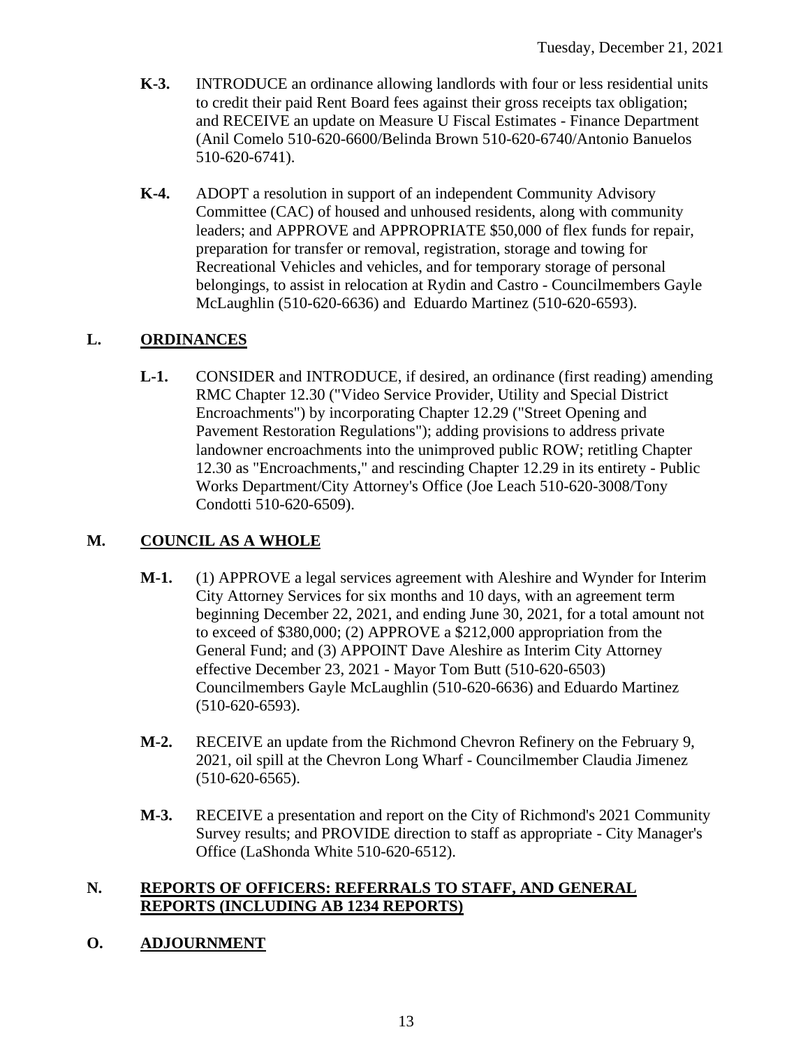- **K-3.** INTRODUCE an ordinance allowing landlords with four or less residential units to credit their paid Rent Board fees against their gross receipts tax obligation; and RECEIVE an update on Measure U Fiscal Estimates - Finance Department (Anil Comelo 510-620-6600/Belinda Brown 510-620-6740/Antonio Banuelos 510-620-6741).

- **K-4.** ADOPT a resolution in support of an independent Community Advisory Committee (CAC) of housed and unhoused residents, along with community leaders; and APPROVE and APPROPRIATE $50,000 of flex funds for repair, preparation for transfer or removal, registration, storage and towing for Recreational Vehicles and vehicles, and for temporary storage of personal belongings, to assist in relocation at Rydin and Castro - Councilmembers Gayle McLaughlin (510-620-6636) and Eduardo Martinez (510-620-6593).

## L. <u>ORDINANCES</u>

- **L-1.** CONSIDER and INTRODUCE, if desired, an ordinance (first reading) amending RMC Chapter 12.30 ("Video Service Provider, Utility and Special District Encroachments") by incorporating Chapter 12.29 ("Street Opening and Pavement Restoration Regulations"); adding provisions to address private landowner encroachments into the unimproved public ROW; retitling Chapter 12.30 as "Encroachments," and rescinding Chapter 12.29 in its entirety - Public Works Department/City Attorney's Office (Joe Leach 510-620-3008/Tony Condotti 510-620-6509).

## M. <u>COUNCIL AS A WHOLE</u>

- **M-1.** (1) APPROVE a legal services agreement with Aleshire and Wynder for Interim City Attorney Services for six months and 10 days, with an agreement term beginning December 22, 2021, and ending June 30, 2021, for a total amount not to exceed of $380,000; (2) APPROVE a $212,000 appropriation from the General Fund; and (3) APPOINT Dave Aleshire as Interim City Attorney effective December 23, 2021 - Mayor Tom Butt (510-620-6503) Councilmembers Gayle McLaughlin (510-620-6636) and Eduardo Martinez (510-620-6593).

- **M-2.** RECEIVE an update from the Richmond Chevron Refinery on the February 9, 2021, oil spill at the Chevron Long Wharf - Councilmember Claudia Jimenez (510-620-6565).

- **M-3.** RECEIVE a presentation and report on the City of Richmond's 2021 Community Survey results; and PROVIDE direction to staff as appropriate - City Manager's Office (LaShonda White 510-620-6512).

## N. <u>REPORTS OF OFFICERS: REFERRALS TO STAFF, AND GENERAL REPORTS (INCLUDING AB 1234 REPORTS)</u>

## O. <u>ADJOURNMENT</u>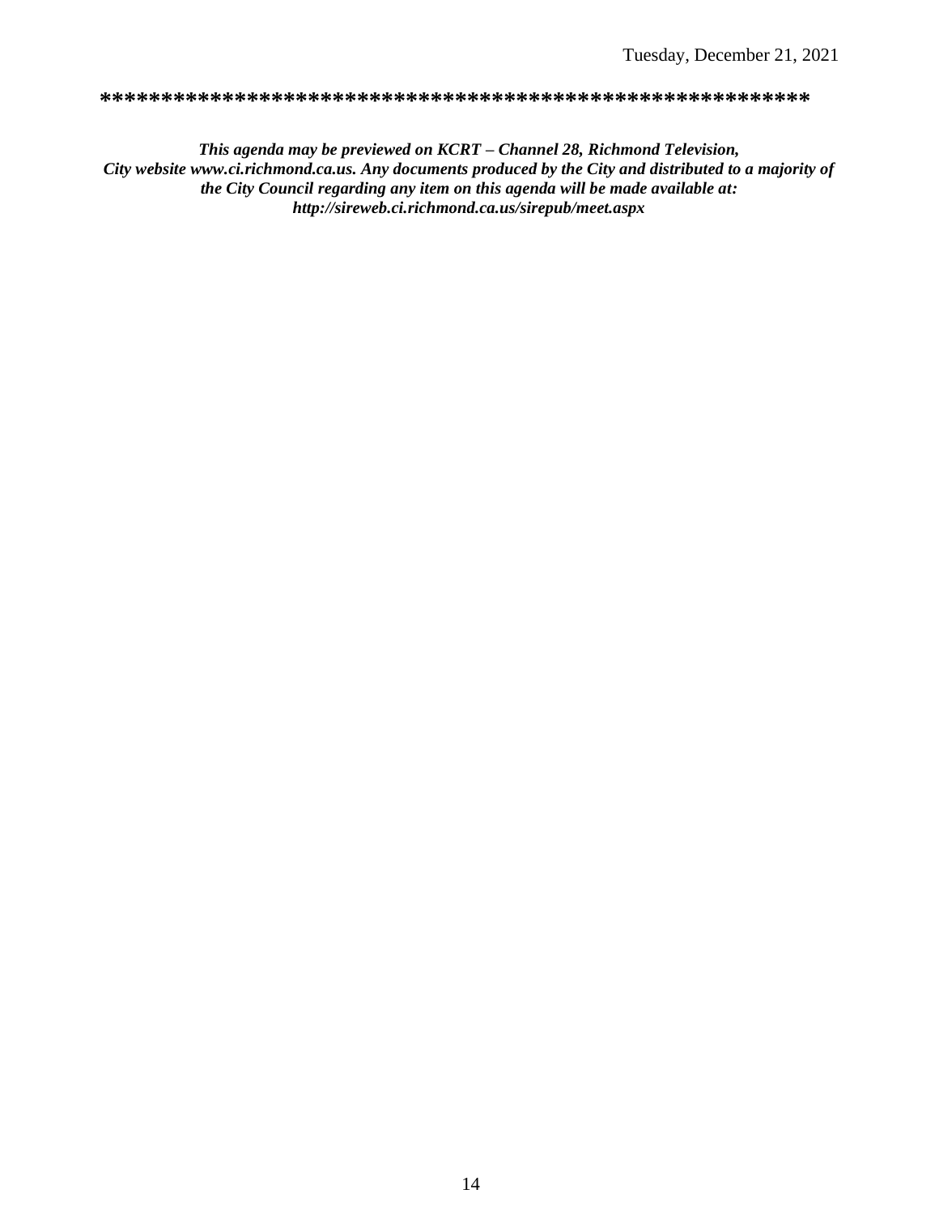Tuesday, December 21, 2021

*************************************************************

***This agenda may be previewed on KCRT – Channel 28, Richmond Television, City website www.ci.richmond.ca.us. Any documents produced by the City and distributed to a majority of the City Council regarding any item on this agenda will be made available at: http://sireweb.ci.richmond.ca.us/sirepub/meet.aspx***